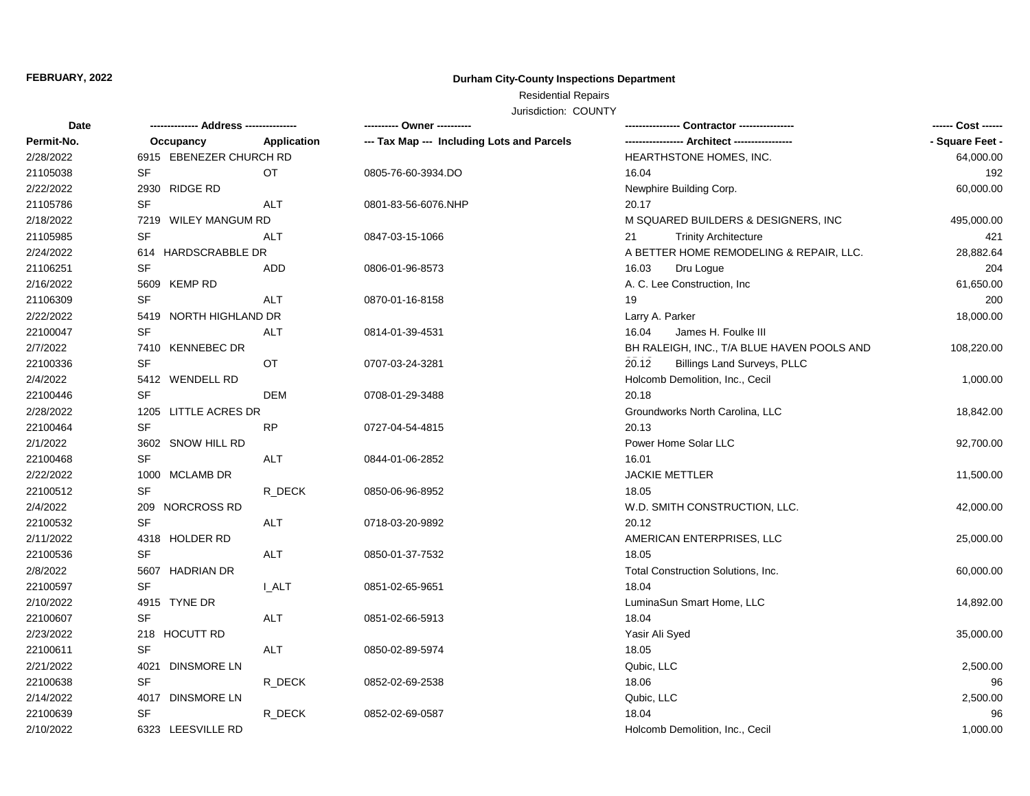**FEBRUARY, 2022**

**Durham City-County Inspections Department**

Residential Repairs

Jurisdiction: COUNTY

| Date | -------------- Address --------------- | | ---------- Owner ---------- | ---------------- Contractor ---------------- | ------ Cost ------ |
|---|---|---|---|---|---|
| **Permit-No.** | **Occupancy** | **Application** | **--- Tax Map --- Including Lots and Parcels** | **----------------- Architect -----------------** | **- Square Feet -** |
| 2/28/2022 | 6915 EBENEZER CHURCH RD | | | HEARTHSTONE HOMES, INC. | 64,000.00 |
| 21105038 | SF | OT | 0805-76-60-3934.DO | 16.04 | 192 |
| 2/22/2022 | 2930 RIDGE RD | | | Newphire Building Corp. | 60,000.00 |
| 21105786 | SF | ALT | 0801-83-56-6076.NHP | 20.17 | |
| 2/18/2022 | 7219 WILEY MANGUM RD | | | M SQUARED BUILDERS & DESIGNERS, INC | 495,000.00 |
| 21105985 | SF | ALT | 0847-03-15-1066 | 21 Trinity Architecture | 421 |
| 2/24/2022 | 614 HARDSCRABBLE DR | | | A BETTER HOME REMODELING & REPAIR, LLC. | 28,882.64 |
| 21106251 | SF | ADD | 0806-01-96-8573 | 16.03 Dru Logue | 204 |
| 2/16/2022 | 5609 KEMP RD | | | A. C. Lee Construction, Inc | 61,650.00 |
| 21106309 | SF | ALT | 0870-01-16-8158 | 19 | 200 |
| 2/22/2022 | 5419 NORTH HIGHLAND DR | | | Larry A. Parker | 18,000.00 |
| 22100047 | SF | ALT | 0814-01-39-4531 | 16.04 James H. Foulke III | |
| 2/7/2022 | 7410 KENNEBEC DR | | | BH RALEIGH, INC., T/A BLUE HAVEN POOLS AND | 108,220.00 |
| 22100336 | SF | OT | 0707-03-24-3281 | 20.12 Billings Land Surveys, PLLC | |
| 2/4/2022 | 5412 WENDELL RD | | | Holcomb Demolition, Inc., Cecil | 1,000.00 |
| 22100446 | SF | DEM | 0708-01-29-3488 | 20.18 | |
| 2/28/2022 | 1205 LITTLE ACRES DR | | | Groundworks North Carolina, LLC | 18,842.00 |
| 22100464 | SF | RP | 0727-04-54-4815 | 20.13 | |
| 2/1/2022 | 3602 SNOW HILL RD | | | Power Home Solar LLC | 92,700.00 |
| 22100468 | SF | ALT | 0844-01-06-2852 | 16.01 | |
| 2/22/2022 | 1000 MCLAMB DR | | | JACKIE METTLER | 11,500.00 |
| 22100512 | SF | R_DECK | 0850-06-96-8952 | 18.05 | |
| 2/4/2022 | 209 NORCROSS RD | | | W.D. SMITH CONSTRUCTION, LLC. | 42,000.00 |
| 22100532 | SF | ALT | 0718-03-20-9892 | 20.12 | |
| 2/11/2022 | 4318 HOLDER RD | | | AMERICAN ENTERPRISES, LLC | 25,000.00 |
| 22100536 | SF | ALT | 0850-01-37-7532 | 18.05 | |
| 2/8/2022 | 5607 HADRIAN DR | | | Total Construction Solutions, Inc. | 60,000.00 |
| 22100597 | SF | I_ALT | 0851-02-65-9651 | 18.04 | |
| 2/10/2022 | 4915 TYNE DR | | | LuminaSun Smart Home, LLC | 14,892.00 |
| 22100607 | SF | ALT | 0851-02-66-5913 | 18.04 | |
| 2/23/2022 | 218 HOCUTT RD | | | Yasir Ali Syed | 35,000.00 |
| 22100611 | SF | ALT | 0850-02-89-5974 | 18.05 | |
| 2/21/2022 | 4021 DINSMORE LN | | | Qubic, LLC | 2,500.00 |
| 22100638 | SF | R_DECK | 0852-02-69-2538 | 18.06 | 96 |
| 2/14/2022 | 4017 DINSMORE LN | | | Qubic, LLC | 2,500.00 |
| 22100639 | SF | R_DECK | 0852-02-69-0587 | 18.04 | 96 |
| 2/10/2022 | 6323 LEESVILLE RD | | | Holcomb Demolition, Inc., Cecil | 1,000.00 |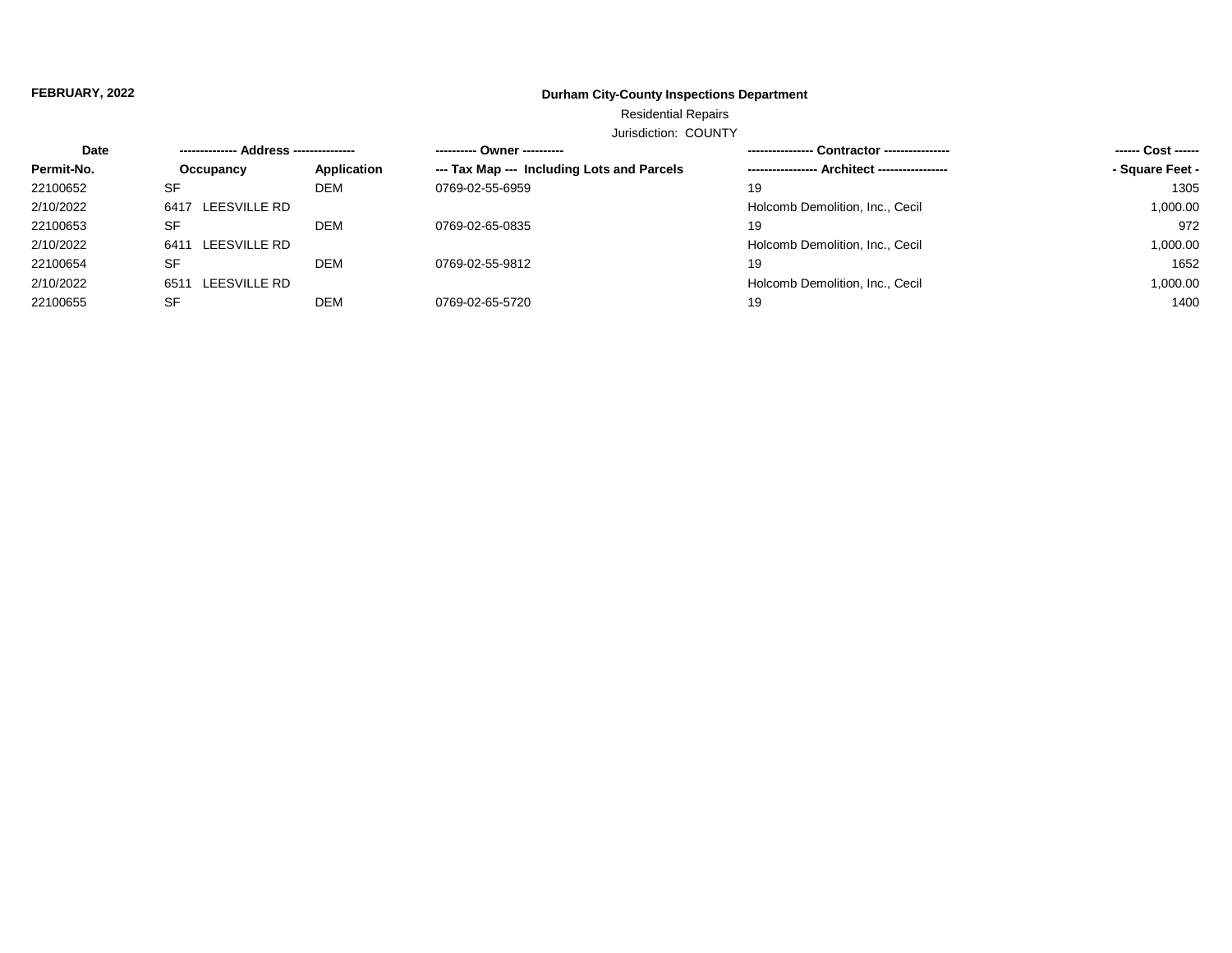**FEBRUARY, 2022**

**Durham City-County Inspections Department**

Residential Repairs

Jurisdiction: COUNTY

| Date | -------------- Address --------------- | | ---------- Owner ---------- | ---------------- Contractor ---------------- | ------ Cost ------ |
|---|---|---|---|---|---|
| **Permit-No.** | **Occupancy** | **Application** | **--- Tax Map --- Including Lots and Parcels** | **----------------- Architect -----------------** | **- Square Feet -** |
| 22100652 | SF | DEM | 0769-02-55-6959 | 19 | 1305 |
| 2/10/2022 | 6417 LEESVILLE RD | | | Holcomb Demolition, Inc., Cecil | 1,000.00 |
| 22100653 | SF | DEM | 0769-02-65-0835 | 19 | 972 |
| 2/10/2022 | 6411 LEESVILLE RD | | | Holcomb Demolition, Inc., Cecil | 1,000.00 |
| 22100654 | SF | DEM | 0769-02-55-9812 | 19 | 1652 |
| 2/10/2022 | 6511 LEESVILLE RD | | | Holcomb Demolition, Inc., Cecil | 1,000.00 |
| 22100655 | SF | DEM | 0769-02-65-5720 | 19 | 1400 |